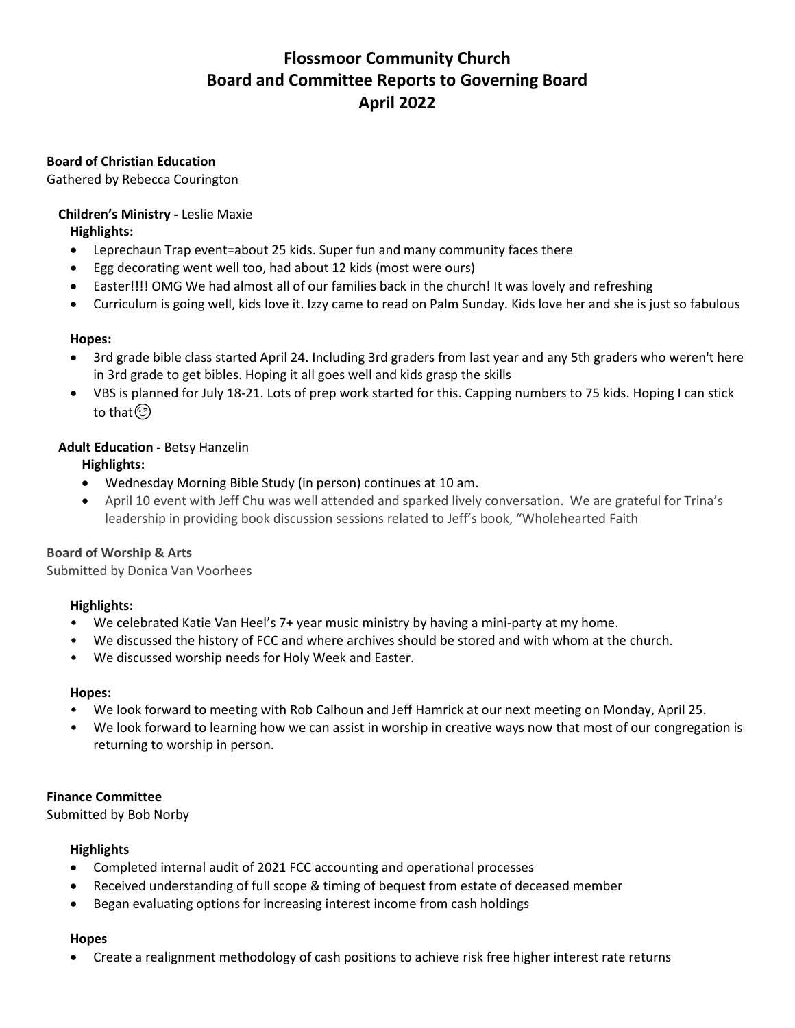# Flossmoor Community Church
# Board and Committee Reports to Governing Board
# April 2022

**Board of Christian Education**
Gathered by Rebecca Courington

**Children's Ministry -** Leslie Maxie

**Highlights:**

- Leprechaun Trap event=about 25 kids. Super fun and many community faces there
- Egg decorating went well too, had about 12 kids (most were ours)
- Easter!!!! OMG We had almost all of our families back in the church! It was lovely and refreshing
- Curriculum is going well, kids love it. Izzy came to read on Palm Sunday. Kids love her and she is just so fabulous

**Hopes:**

- 3rd grade bible class started April 24. Including 3rd graders from last year and any 5th graders who weren't here in 3rd grade to get bibles. Hoping it all goes well and kids grasp the skills
- VBS is planned for July 18-21. Lots of prep work started for this. Capping numbers to 75 kids. Hoping I can stick to that😉

**Adult Education -** Betsy Hanzelin

**Highlights:**

- Wednesday Morning Bible Study (in person) continues at 10 am.
- April 10 event with Jeff Chu was well attended and sparked lively conversation. We are grateful for Trina's leadership in providing book discussion sessions related to Jeff's book, "Wholehearted Faith

**Board of Worship & Arts**
Submitted by Donica Van Voorhees

**Highlights:**

- We celebrated Katie Van Heel's 7+ year music ministry by having a mini-party at my home.
- We discussed the history of FCC and where archives should be stored and with whom at the church.
- We discussed worship needs for Holy Week and Easter.

**Hopes:**

- We look forward to meeting with Rob Calhoun and Jeff Hamrick at our next meeting on Monday, April 25.
- We look forward to learning how we can assist in worship in creative ways now that most of our congregation is returning to worship in person.

**Finance Committee**
Submitted by Bob Norby

**Highlights**

- Completed internal audit of 2021 FCC accounting and operational processes
- Received understanding of full scope & timing of bequest from estate of deceased member
- Began evaluating options for increasing interest income from cash holdings

**Hopes**

- Create a realignment methodology of cash positions to achieve risk free higher interest rate returns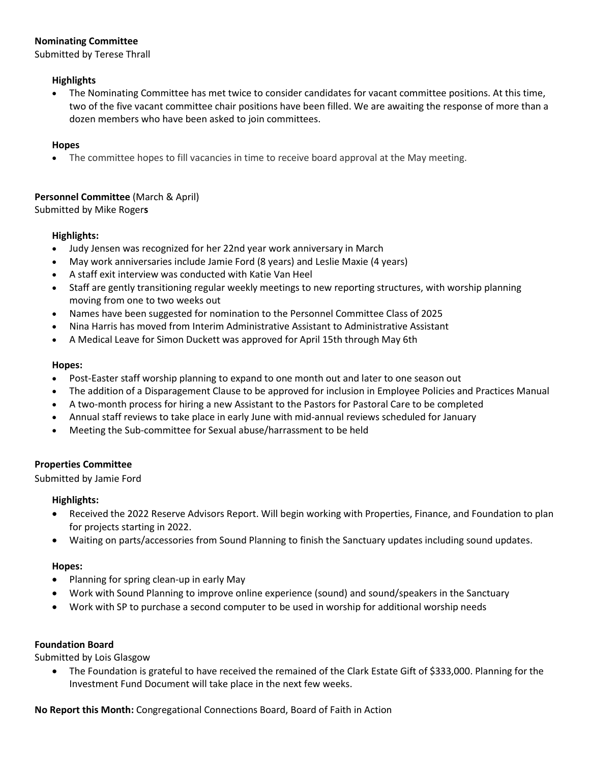**Nominating Committee**
Submitted by Terese Thrall

**Highlights**

- The Nominating Committee has met twice to consider candidates for vacant committee positions. At this time, two of the five vacant committee chair positions have been filled. We are awaiting the response of more than a dozen members who have been asked to join committees.

**Hopes**

- The committee hopes to fill vacancies in time to receive board approval at the May meeting.

**Personnel Committee** (March & April)
Submitted by Mike Rogers

**Highlights:**

- Judy Jensen was recognized for her 22nd year work anniversary in March
- May work anniversaries include Jamie Ford (8 years) and Leslie Maxie (4 years)
- A staff exit interview was conducted with Katie Van Heel
- Staff are gently transitioning regular weekly meetings to new reporting structures, with worship planning moving from one to two weeks out
- Names have been suggested for nomination to the Personnel Committee Class of 2025
- Nina Harris has moved from Interim Administrative Assistant to Administrative Assistant
- A Medical Leave for Simon Duckett was approved for April 15th through May 6th

**Hopes:**

- Post-Easter staff worship planning to expand to one month out and later to one season out
- The addition of a Disparagement Clause to be approved for inclusion in Employee Policies and Practices Manual
- A two-month process for hiring a new Assistant to the Pastors for Pastoral Care to be completed
- Annual staff reviews to take place in early June with mid-annual reviews scheduled for January
- Meeting the Sub-committee for Sexual abuse/harrassment to be held

**Properties Committee**
Submitted by Jamie Ford

**Highlights:**

- Received the 2022 Reserve Advisors Report. Will begin working with Properties, Finance, and Foundation to plan for projects starting in 2022.
- Waiting on parts/accessories from Sound Planning to finish the Sanctuary updates including sound updates.

**Hopes:**

- Planning for spring clean-up in early May
- Work with Sound Planning to improve online experience (sound) and sound/speakers in the Sanctuary
- Work with SP to purchase a second computer to be used in worship for additional worship needs

**Foundation Board**
Submitted by Lois Glasgow

- The Foundation is grateful to have received the remained of the Clark Estate Gift of $333,000. Planning for the Investment Fund Document will take place in the next few weeks.

**No Report this Month:** Congregational Connections Board, Board of Faith in Action